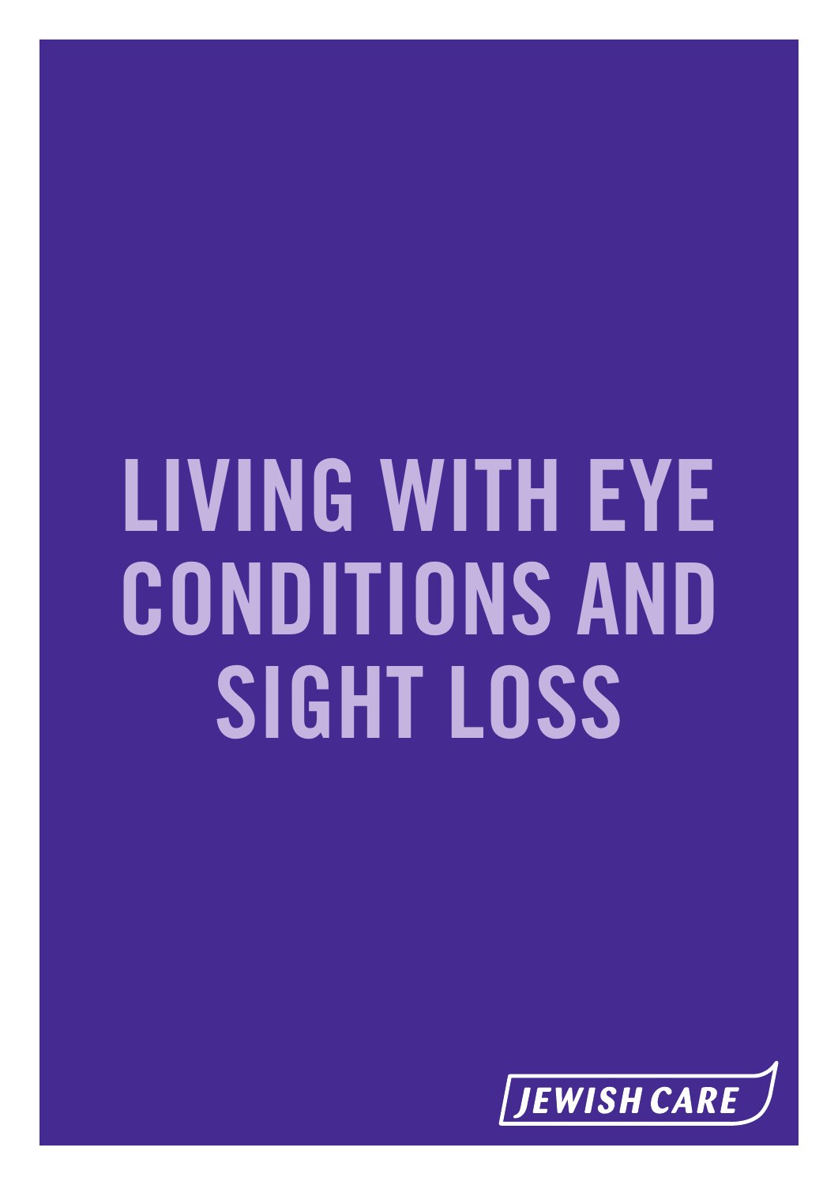# LIVING WITH EYE CONDITIONS AND SIGHT LOSS

JEWISH CARE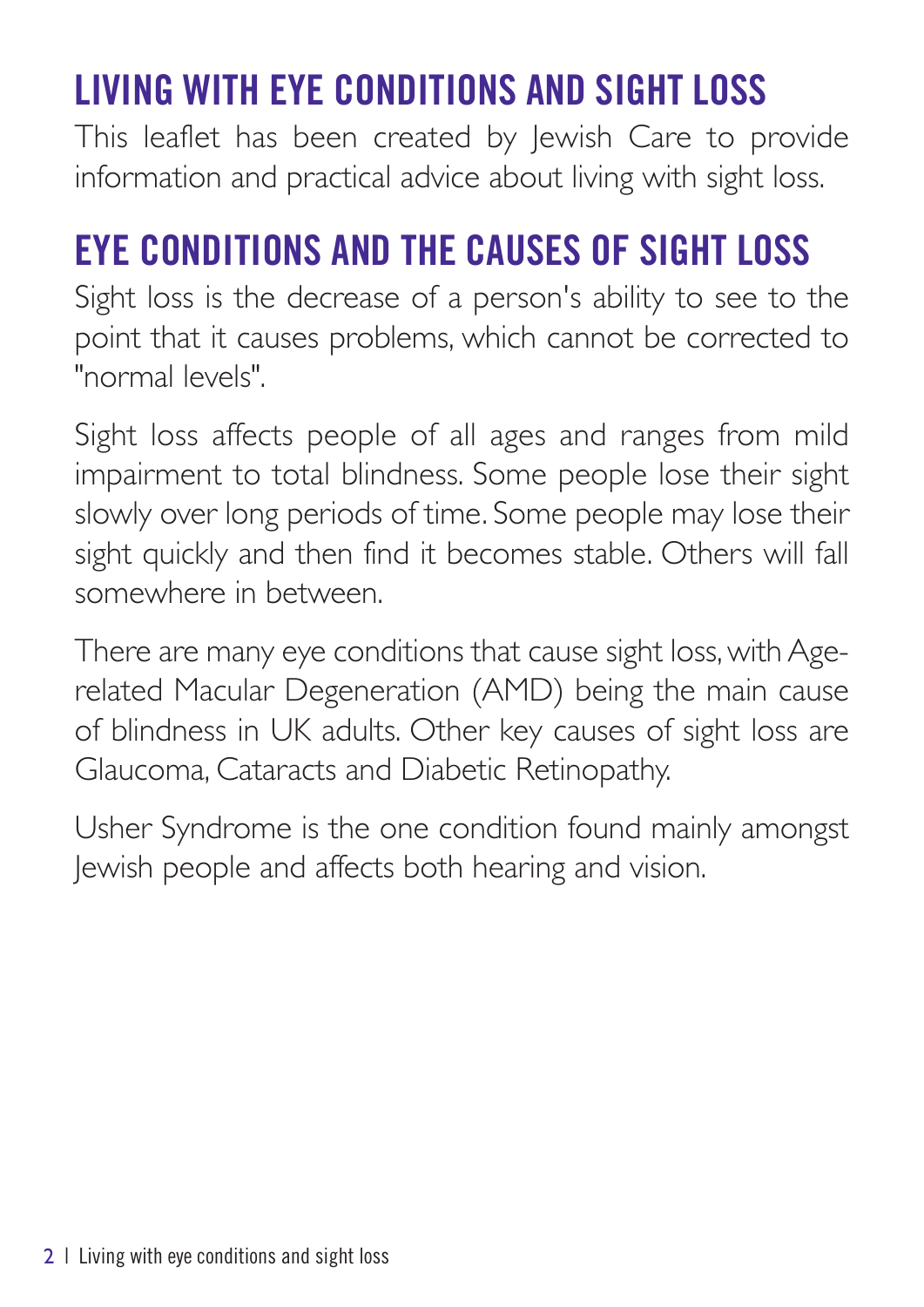## LIVING WITH EYE CONDITIONS AND SIGHT LOSS

This leaflet has been created by Jewish Care to provide information and practical advice about living with sight loss.

## EYE CONDITIONS AND THE CAUSES OF SIGHT LOSS

Sight loss is the decrease of a person's ability to see to the point that it causes problems, which cannot be corrected to "normal levels".

Sight loss affects people of all ages and ranges from mild impairment to total blindness. Some people lose their sight slowly over long periods of time. Some people may lose their sight quickly and then find it becomes stable. Others will fall somewhere in between.

There are many eye conditions that cause sight loss, with Age-related Macular Degeneration (AMD) being the main cause of blindness in UK adults. Other key causes of sight loss are Glaucoma, Cataracts and Diabetic Retinopathy.

Usher Syndrome is the one condition found mainly amongst Jewish people and affects both hearing and vision.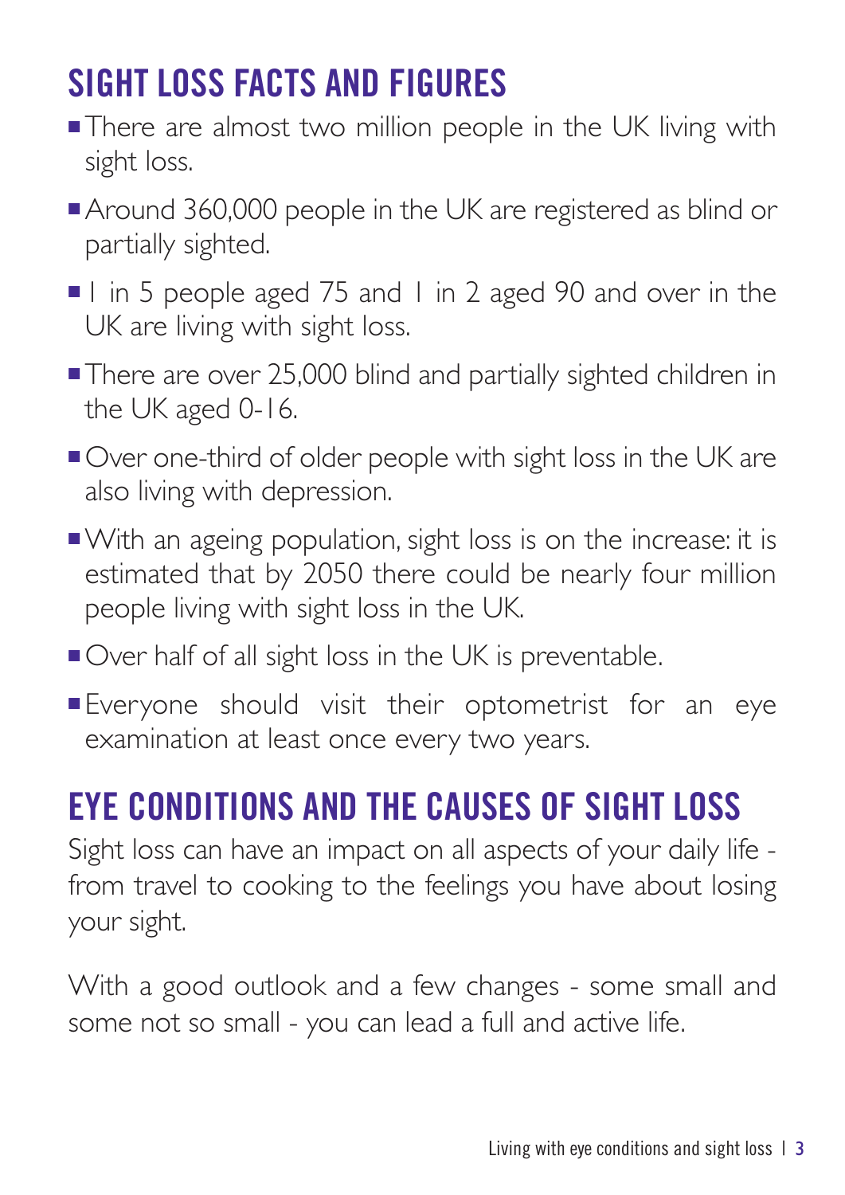## SIGHT LOSS FACTS AND FIGURES

- There are almost two million people in the UK living with sight loss.
- Around 360,000 people in the UK are registered as blind or partially sighted.
- 1 in 5 people aged 75 and 1 in 2 aged 90 and over in the UK are living with sight loss.
- There are over 25,000 blind and partially sighted children in the UK aged 0-16.
- Over one-third of older people with sight loss in the UK are also living with depression.
- With an ageing population, sight loss is on the increase: it is estimated that by 2050 there could be nearly four million people living with sight loss in the UK.
- Over half of all sight loss in the UK is preventable.
- Everyone should visit their optometrist for an eye examination at least once every two years.

## EYE CONDITIONS AND THE CAUSES OF SIGHT LOSS

Sight loss can have an impact on all aspects of your daily life - from travel to cooking to the feelings you have about losing your sight.

With a good outlook and a few changes - some small and some not so small - you can lead a full and active life.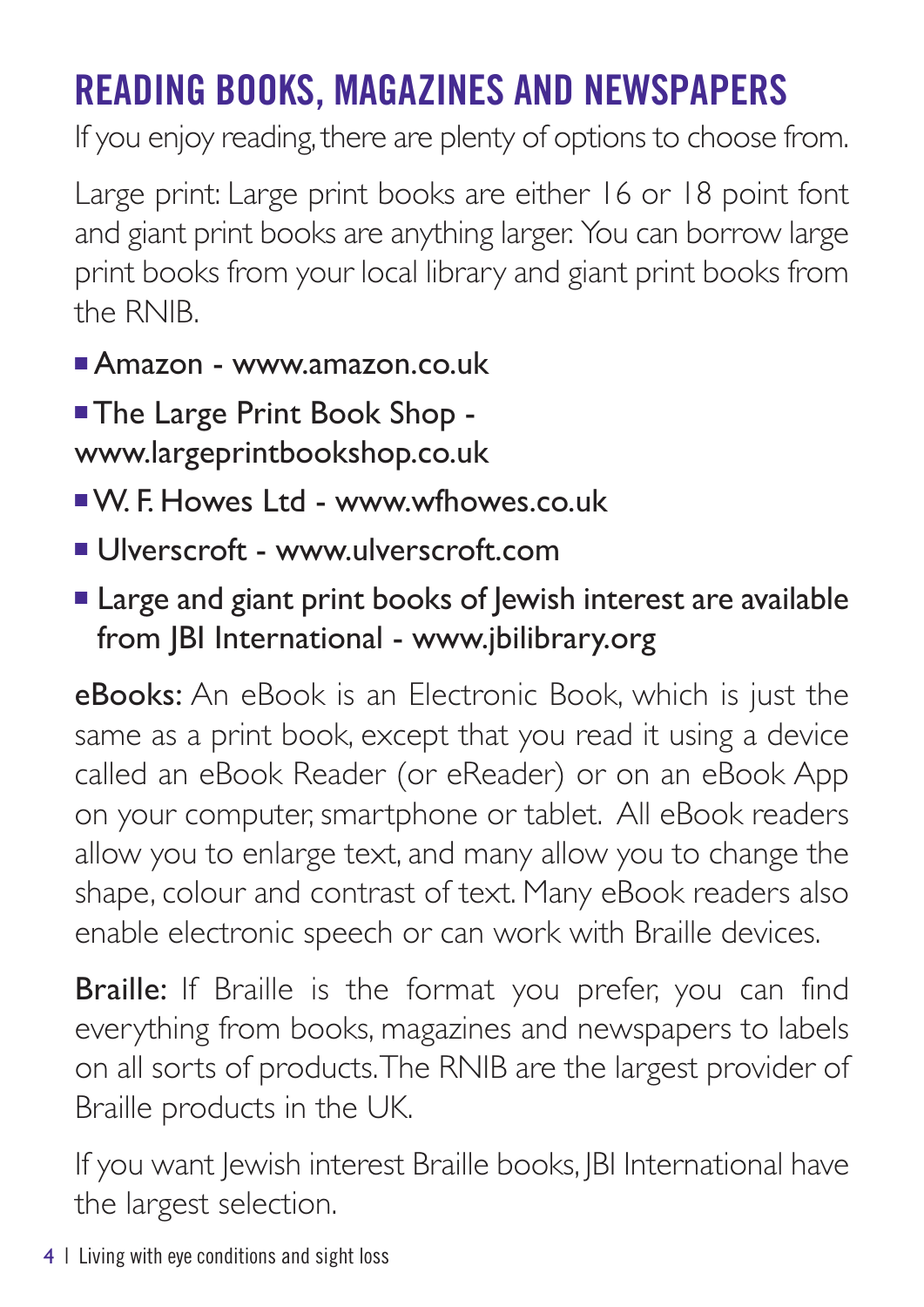# READING BOOKS, MAGAZINES AND NEWSPAPERS

If you enjoy reading, there are plenty of options to choose from.

Large print: Large print books are either 16 or 18 point font and giant print books are anything larger. You can borrow large print books from your local library and giant print books from the RNIB.

- Amazon - www.amazon.co.uk
- The Large Print Book Shop - www.largeprintbookshop.co.uk
- W. F. Howes Ltd - www.wfhowes.co.uk
- Ulverscroft - www.ulverscroft.com
- Large and giant print books of Jewish interest are available from JBI International - www.jbilibrary.org

**eBooks:** An eBook is an Electronic Book, which is just the same as a print book, except that you read it using a device called an eBook Reader (or eReader) or on an eBook App on your computer, smartphone or tablet. All eBook readers allow you to enlarge text, and many allow you to change the shape, colour and contrast of text. Many eBook readers also enable electronic speech or can work with Braille devices.

**Braille:** If Braille is the format you prefer, you can find everything from books, magazines and newspapers to labels on all sorts of products. The RNIB are the largest provider of Braille products in the UK.

If you want Jewish interest Braille books, JBI International have the largest selection.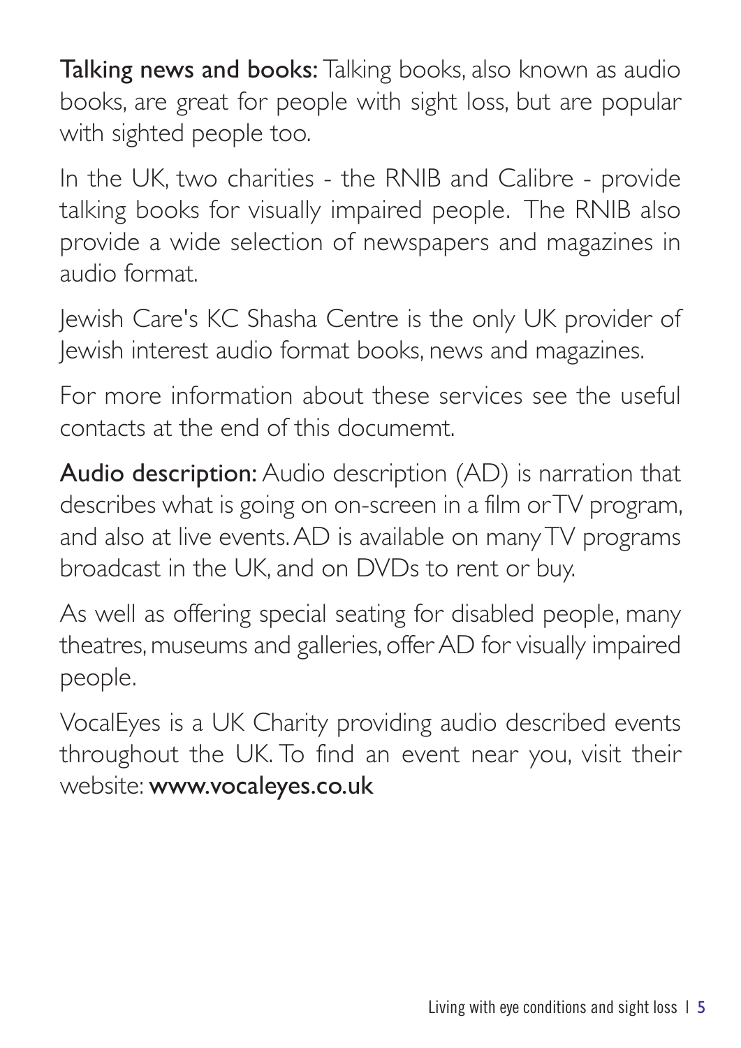**Talking news and books:** Talking books, also known as audio books, are great for people with sight loss, but are popular with sighted people too.

In the UK, two charities - the RNIB and Calibre - provide talking books for visually impaired people. The RNIB also provide a wide selection of newspapers and magazines in audio format.

Jewish Care's KC Shasha Centre is the only UK provider of Jewish interest audio format books, news and magazines.

For more information about these services see the useful contacts at the end of this documemt.

**Audio description:** Audio description (AD) is narration that describes what is going on on-screen in a film or TV program, and also at live events. AD is available on many TV programs broadcast in the UK, and on DVDs to rent or buy.

As well as offering special seating for disabled people, many theatres, museums and galleries, offer AD for visually impaired people.

VocalEyes is a UK Charity providing audio described events throughout the UK. To find an event near you, visit their website: **www.vocaleyes.co.uk**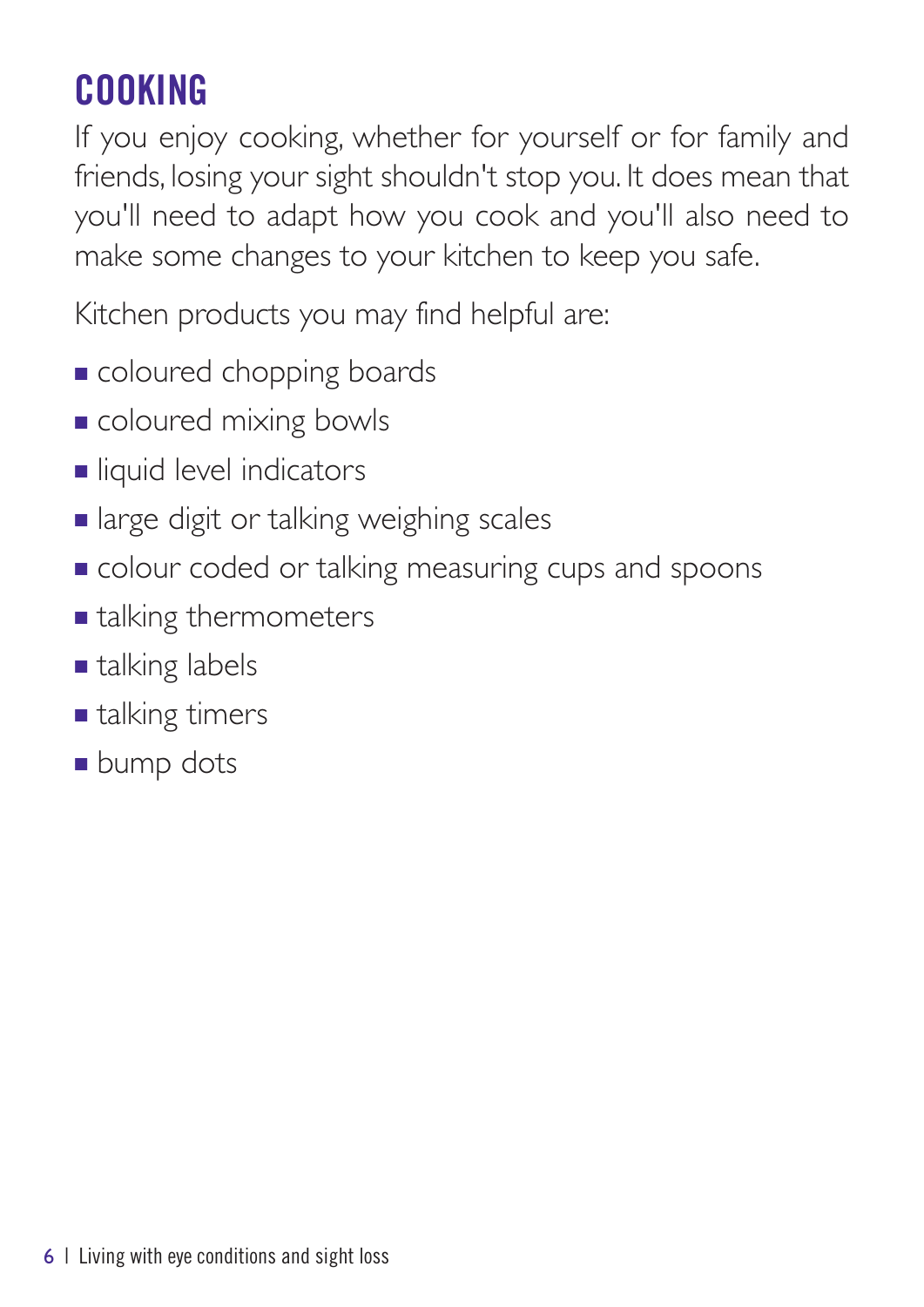## COOKING

If you enjoy cooking, whether for yourself or for family and friends, losing your sight shouldn't stop you. It does mean that you'll need to adapt how you cook and you'll also need to make some changes to your kitchen to keep you safe.

Kitchen products you may find helpful are:

- coloured chopping boards
- coloured mixing bowls
- liquid level indicators
- large digit or talking weighing scales
- colour coded or talking measuring cups and spoons
- talking thermometers
- talking labels
- talking timers
- bump dots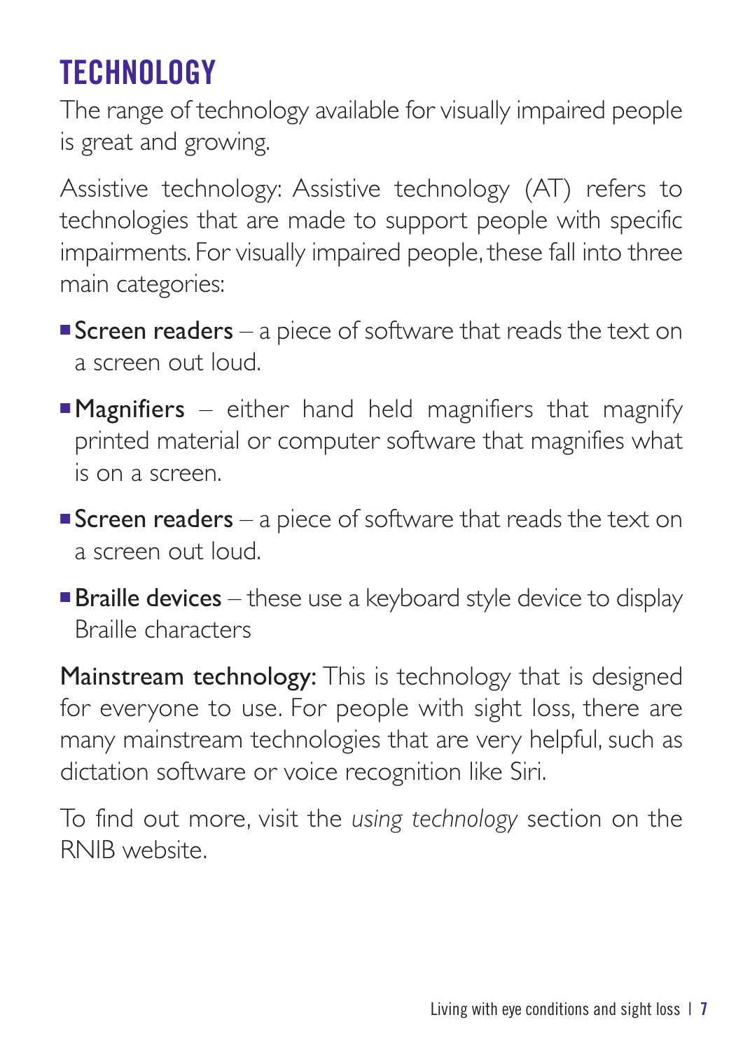# TECHNOLOGY

The range of technology available for visually impaired people is great and growing.

Assistive technology: Assistive technology (AT) refers to technologies that are made to support people with specific impairments. For visually impaired people, these fall into three main categories:

- **Screen readers** – a piece of software that reads the text on a screen out loud.
- **Magnifiers** – either hand held magnifiers that magnify printed material or computer software that magnifies what is on a screen.
- **Screen readers** – a piece of software that reads the text on a screen out loud.
- **Braille devices** – these use a keyboard style device to display Braille characters

**Mainstream technology:** This is technology that is designed for everyone to use. For people with sight loss, there are many mainstream technologies that are very helpful, such as dictation software or voice recognition like Siri.

To find out more, visit the *using technology* section on the RNIB website.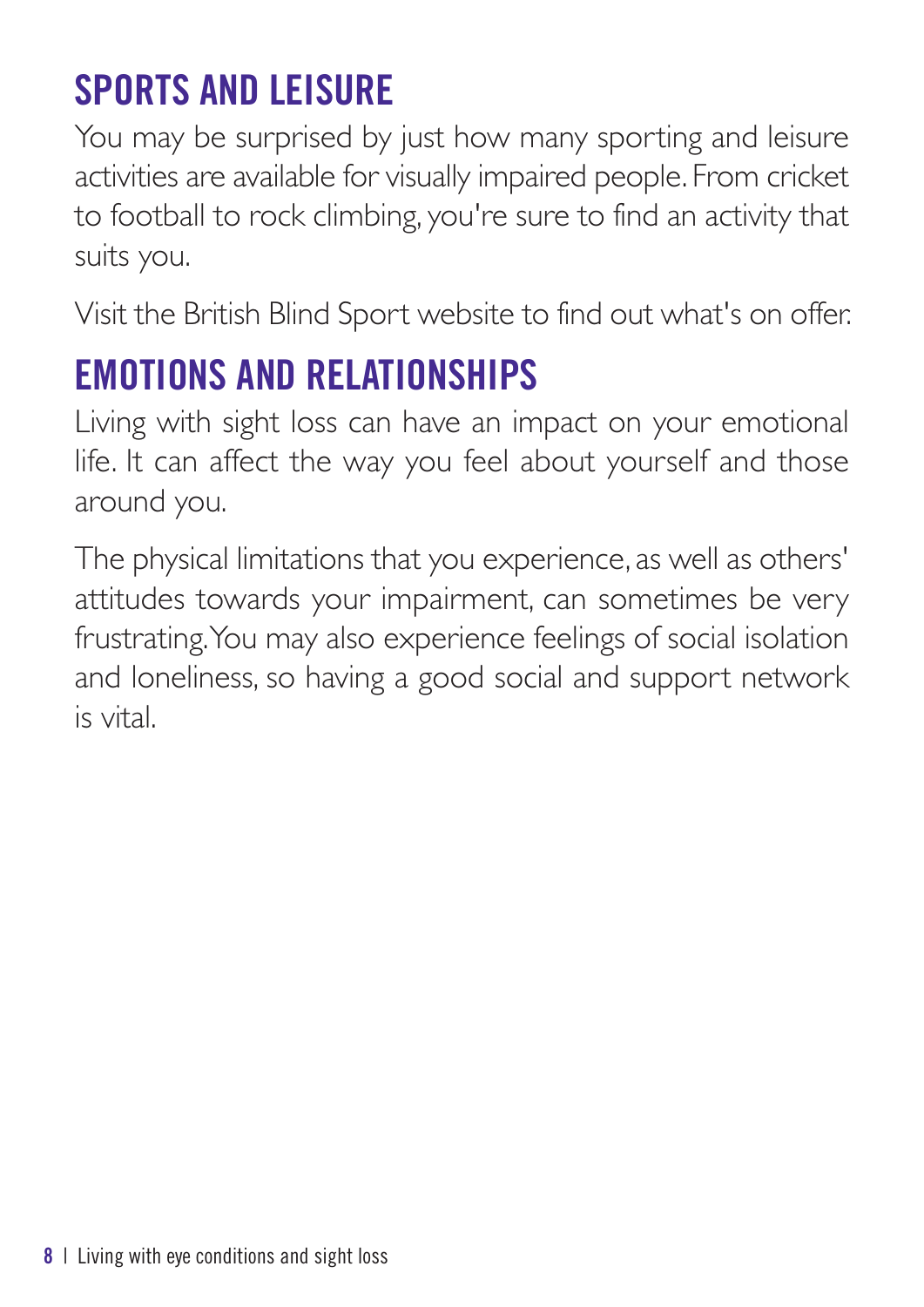## SPORTS AND LEISURE

You may be surprised by just how many sporting and leisure activities are available for visually impaired people. From cricket to football to rock climbing, you're sure to find an activity that suits you.

Visit the British Blind Sport website to find out what's on offer.

## EMOTIONS AND RELATIONSHIPS

Living with sight loss can have an impact on your emotional life. It can affect the way you feel about yourself and those around you.

The physical limitations that you experience, as well as others' attitudes towards your impairment, can sometimes be very frustrating. You may also experience feelings of social isolation and loneliness, so having a good social and support network is vital.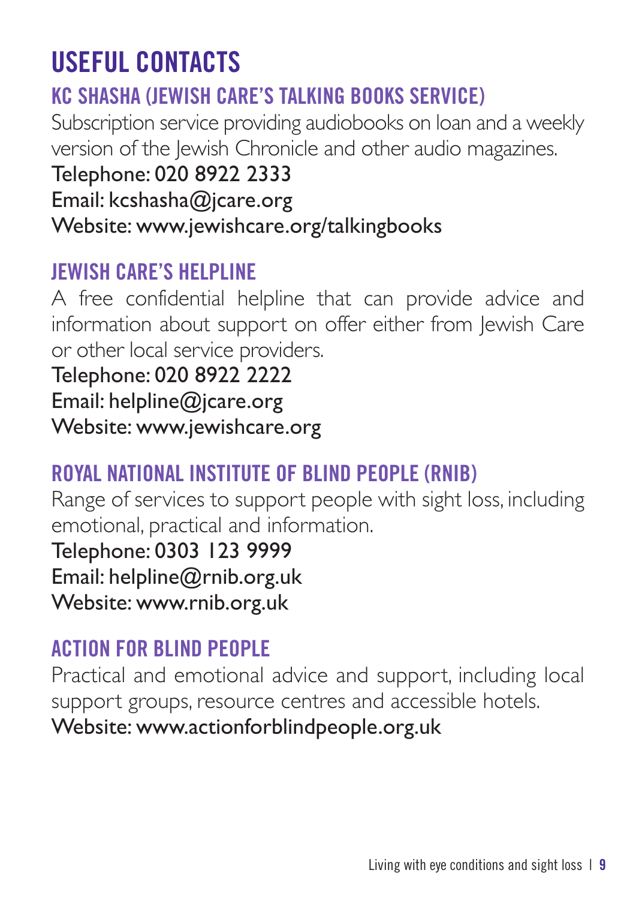# USEFUL CONTACTS

## KC SHASHA (JEWISH CARE'S TALKING BOOKS SERVICE)

Subscription service providing audiobooks on loan and a weekly version of the Jewish Chronicle and other audio magazines.

Telephone: 020 8922 2333
Email: kcshasha@jcare.org
Website: www.jewishcare.org/talkingbooks

## JEWISH CARE'S HELPLINE

A free confidential helpline that can provide advice and information about support on offer either from Jewish Care or other local service providers.

Telephone: 020 8922 2222
Email: helpline@jcare.org
Website: www.jewishcare.org

## ROYAL NATIONAL INSTITUTE OF BLIND PEOPLE (RNIB)

Range of services to support people with sight loss, including emotional, practical and information.

Telephone: 0303 123 9999
Email: helpline@rnib.org.uk
Website: www.rnib.org.uk

## ACTION FOR BLIND PEOPLE

Practical and emotional advice and support, including local support groups, resource centres and accessible hotels.

Website: www.actionforblindpeople.org.uk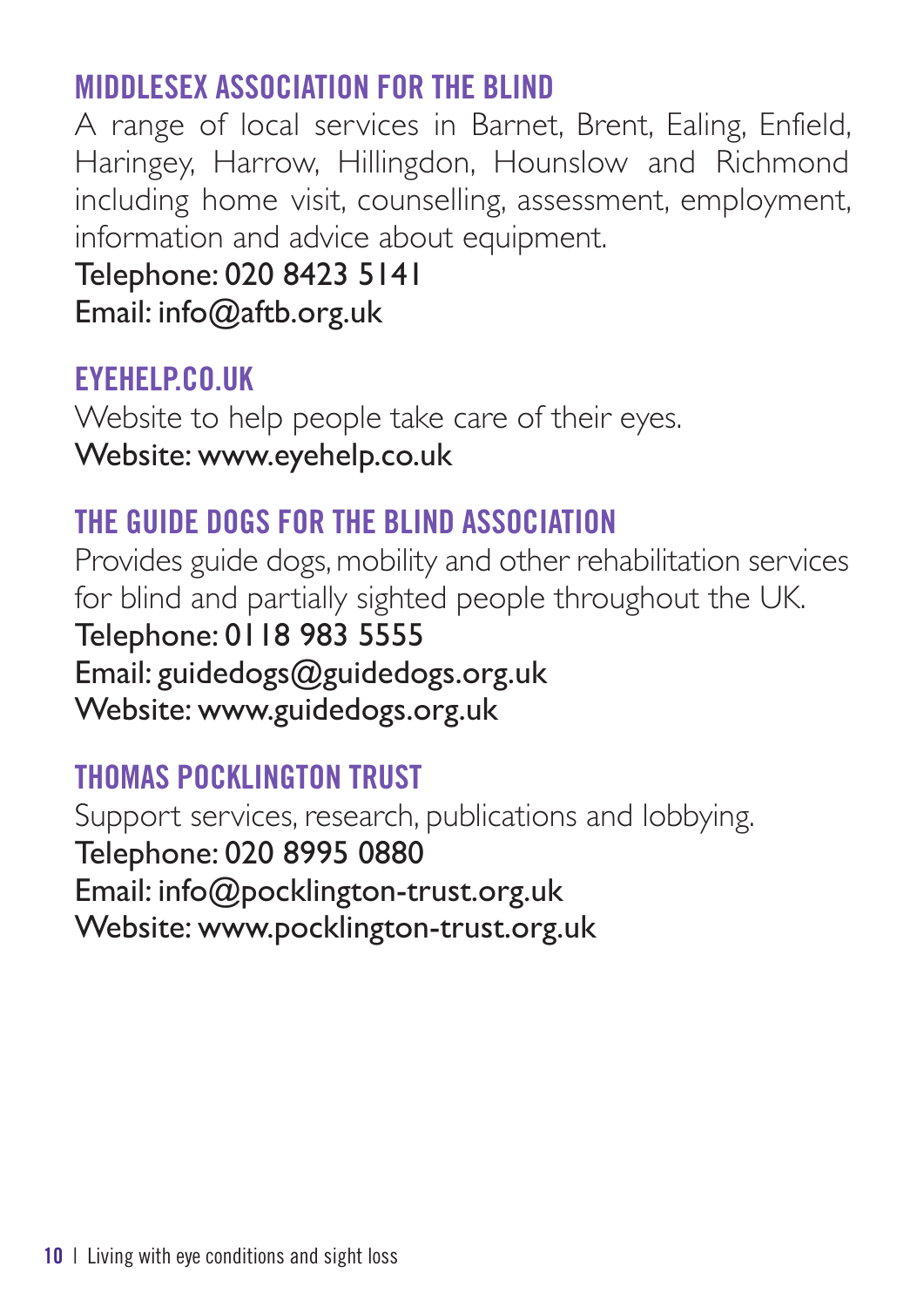## MIDDLESEX ASSOCIATION FOR THE BLIND

A range of local services in Barnet, Brent, Ealing, Enfield, Haringey, Harrow, Hillingdon, Hounslow and Richmond including home visit, counselling, assessment, employment, information and advice about equipment.

Telephone: 020 8423 5141
Email: info@aftb.org.uk

## EYEHELP.CO.UK

Website to help people take care of their eyes.

Website: www.eyehelp.co.uk

## THE GUIDE DOGS FOR THE BLIND ASSOCIATION

Provides guide dogs, mobility and other rehabilitation services for blind and partially sighted people throughout the UK.

Telephone: 0118 983 5555
Email: guidedogs@guidedogs.org.uk
Website: www.guidedogs.org.uk

## THOMAS POCKLINGTON TRUST

Support services, research, publications and lobbying.

Telephone: 020 8995 0880
Email: info@pocklington-trust.org.uk
Website: www.pocklington-trust.org.uk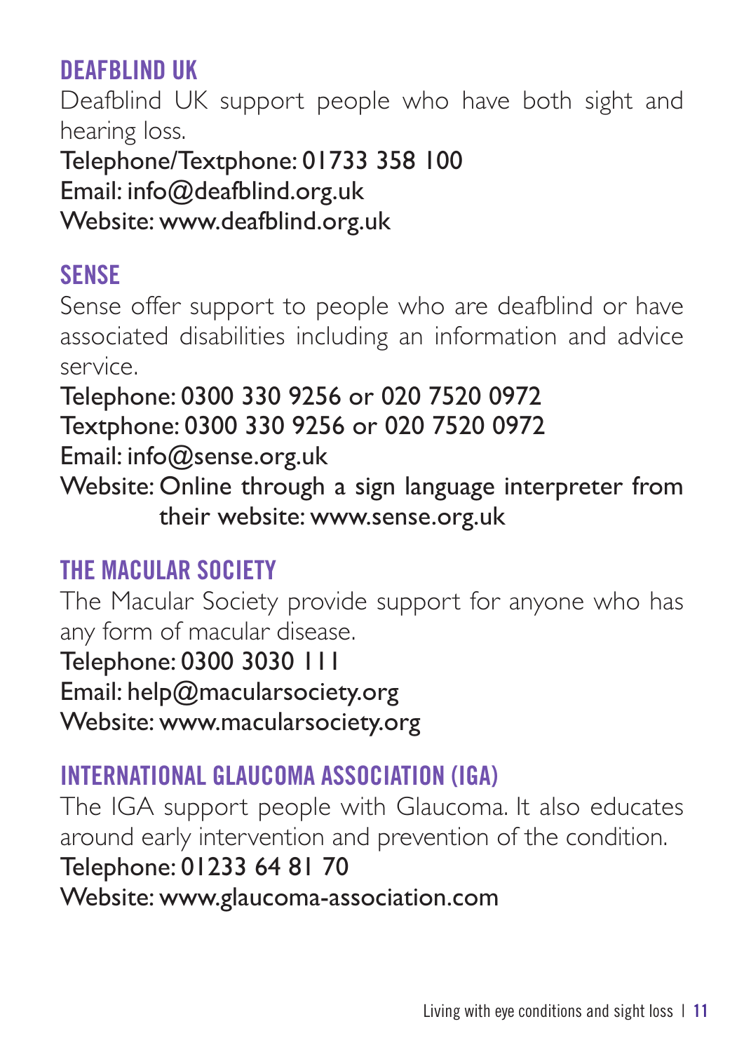## DEAFBLIND UK

Deafblind UK support people who have both sight and hearing loss.

Telephone/Textphone: 01733 358 100
Email: info@deafblind.org.uk
Website: www.deafblind.org.uk

## SENSE

Sense offer support to people who are deafblind or have associated disabilities including an information and advice service.

Telephone: 0300 330 9256 or 020 7520 0972
Textphone: 0300 330 9256 or 020 7520 0972
Email: info@sense.org.uk
Website: Online through a sign language interpreter from their website: www.sense.org.uk

## THE MACULAR SOCIETY

The Macular Society provide support for anyone who has any form of macular disease.

Telephone: 0300 3030 111
Email: help@macularsociety.org
Website: www.macularsociety.org

## INTERNATIONAL GLAUCOMA ASSOCIATION (IGA)

The IGA support people with Glaucoma. It also educates around early intervention and prevention of the condition.

Telephone: 01233 64 81 70
Website: www.glaucoma-association.com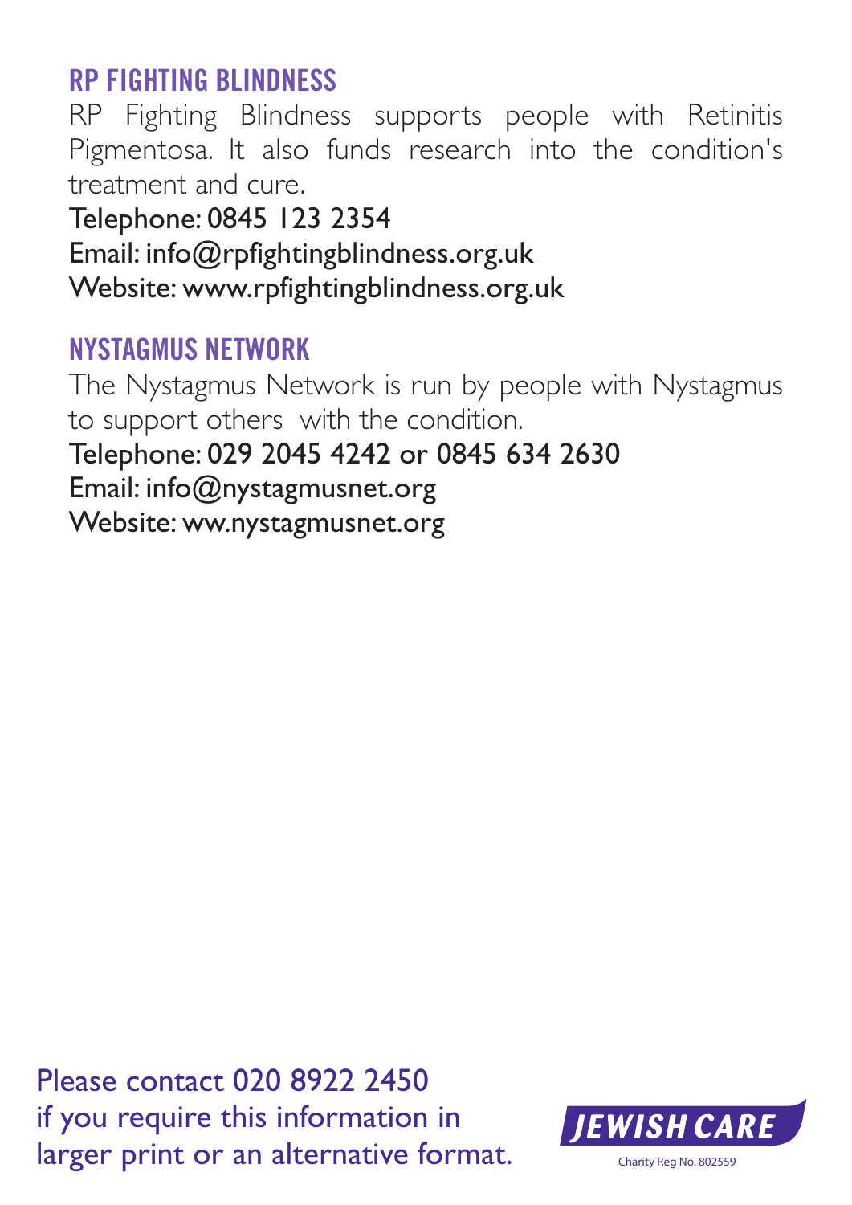## RP FIGHTING BLINDNESS

RP Fighting Blindness supports people with Retinitis Pigmentosa. It also funds research into the condition's treatment and cure.

Telephone: 0845 123 2354
Email: info@rpfightingblindness.org.uk
Website: www.rpfightingblindness.org.uk

## NYSTAGMUS NETWORK

The Nystagmus Network is run by people with Nystagmus to support others with the condition.

Telephone: 029 2045 4242 or 0845 634 2630
Email: info@nystagmusnet.org
Website: ww.nystagmusnet.org

Please contact 020 8922 2450 if you require this information in larger print or an alternative format.

JEWISH CARE

Charity Reg No. 802559